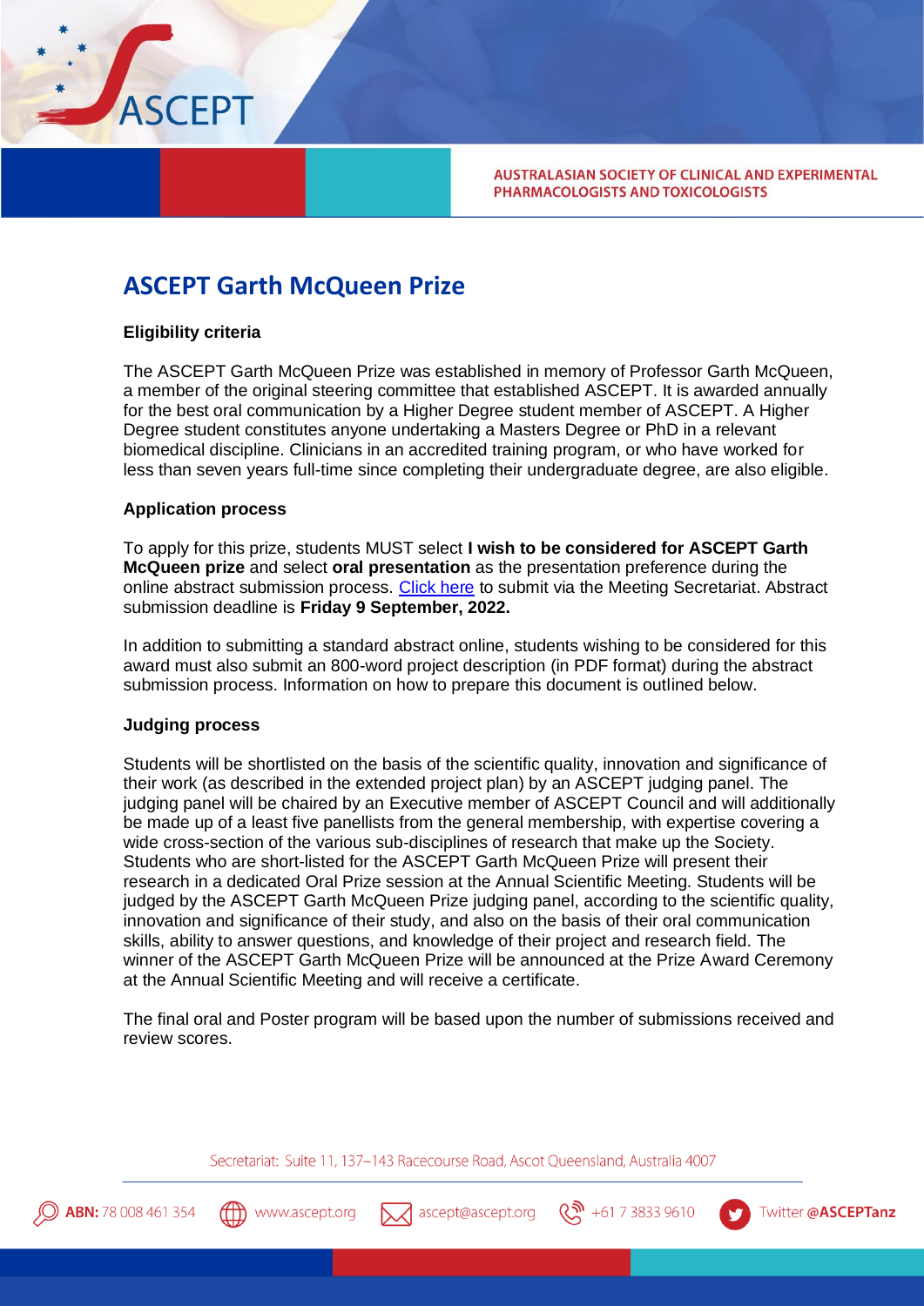# ASCEPT Garth McQueen Prize

**Eligibility criteria**

The ASCEPT Garth McQueen Prize was established in memory of Professor Garth McQueen, a member of the original steering committee that established ASCEPT. It is awarded annually for the best oral communication by a Higher Degree student member of ASCEPT. A Higher Degree student constitutes anyone undertaking a Masters Degree or PhD in a relevant biomedical discipline. Clinicians in an accredited training program, or who have worked for less than seven years full-time since completing their undergraduate degree, are also eligible.

**Application process**

To apply for this prize, students MUST select **I wish to be considered for ASCEPT Garth McQueen prize** and select **oral presentation** as the presentation preference during the online abstract submission process. Click here to submit via the Meeting Secretariat. Abstract submission deadline is **Friday 9 September, 2022.**

In addition to submitting a standard abstract online, students wishing to be considered for this award must also submit an 800-word project description (in PDF format) during the abstract submission process. Information on how to prepare this document is outlined below.

**Judging process**

Students will be shortlisted on the basis of the scientific quality, innovation and significance of their work (as described in the extended project plan) by an ASCEPT judging panel. The judging panel will be chaired by an Executive member of ASCEPT Council and will additionally be made up of a least five panellists from the general membership, with expertise covering a wide cross-section of the various sub-disciplines of research that make up the Society. Students who are short-listed for the ASCEPT Garth McQueen Prize will present their research in a dedicated Oral Prize session at the Annual Scientific Meeting. Students will be judged by the ASCEPT Garth McQueen Prize judging panel, according to the scientific quality, innovation and significance of their study, and also on the basis of their oral communication skills, ability to answer questions, and knowledge of their project and research field. The winner of the ASCEPT Garth McQueen Prize will be announced at the Prize Award Ceremony at the Annual Scientific Meeting and will receive a certificate.

The final oral and Poster program will be based upon the number of submissions received and review scores.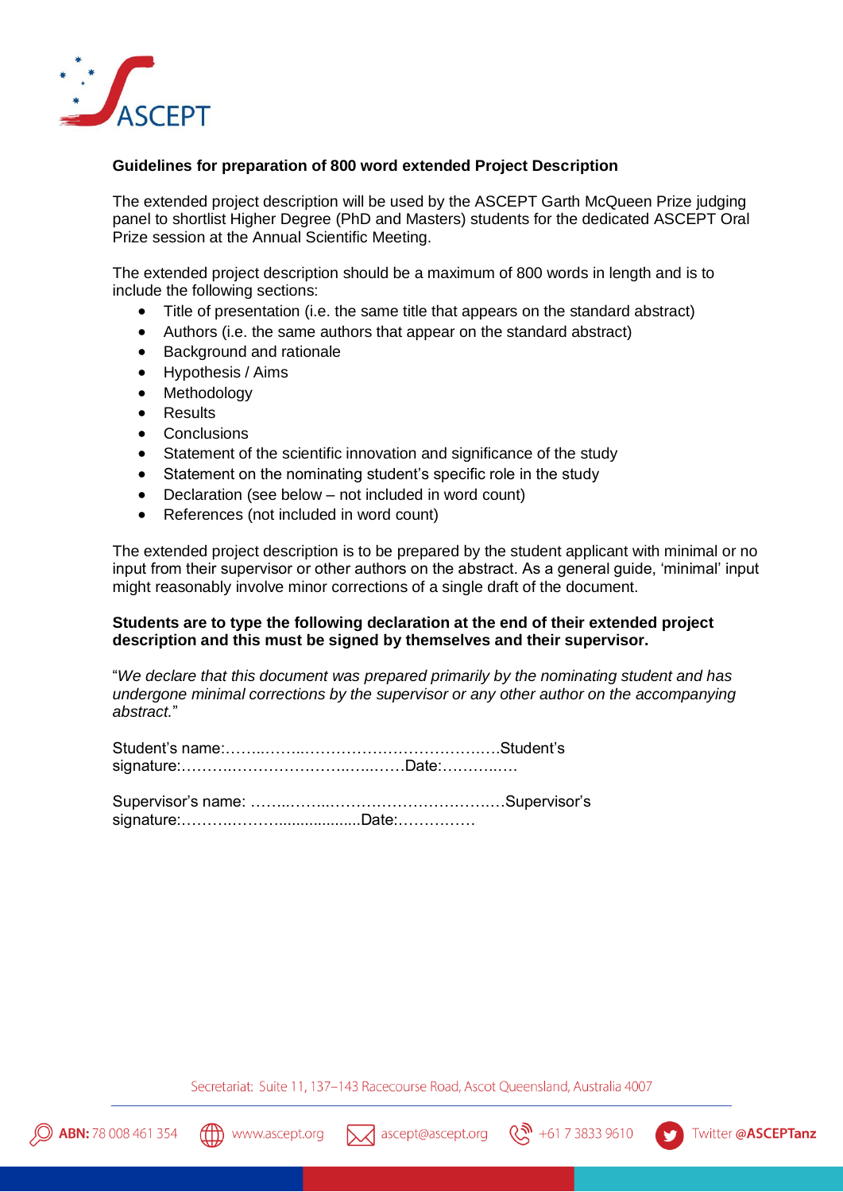**Guidelines for preparation of 800 word extended Project Description**

The extended project description will be used by the ASCEPT Garth McQueen Prize judging panel to shortlist Higher Degree (PhD and Masters) students for the dedicated ASCEPT Oral Prize session at the Annual Scientific Meeting.

The extended project description should be a maximum of 800 words in length and is to include the following sections:

- Title of presentation (i.e. the same title that appears on the standard abstract)
- Authors (i.e. the same authors that appear on the standard abstract)
- Background and rationale
- Hypothesis / Aims
- Methodology
- Results
- Conclusions
- Statement of the scientific innovation and significance of the study
- Statement on the nominating student's specific role in the study
- Declaration (see below – not included in word count)
- References (not included in word count)

The extended project description is to be prepared by the student applicant with minimal or no input from their supervisor or other authors on the abstract. As a general guide, 'minimal' input might reasonably involve minor corrections of a single draft of the document.

**Students are to type the following declaration at the end of their extended project description and this must be signed by themselves and their supervisor.**

"*We declare that this document was prepared primarily by the nominating student and has undergone minimal corrections by the supervisor or any other author on the accompanying abstract.*"

Student's name:……..……..……………….………………..….Student's signature:……….……………………..…...……Date:………..….

Supervisor's name: ……..……..……………………………….Supervisor's signature:…….…………..................Date:……………